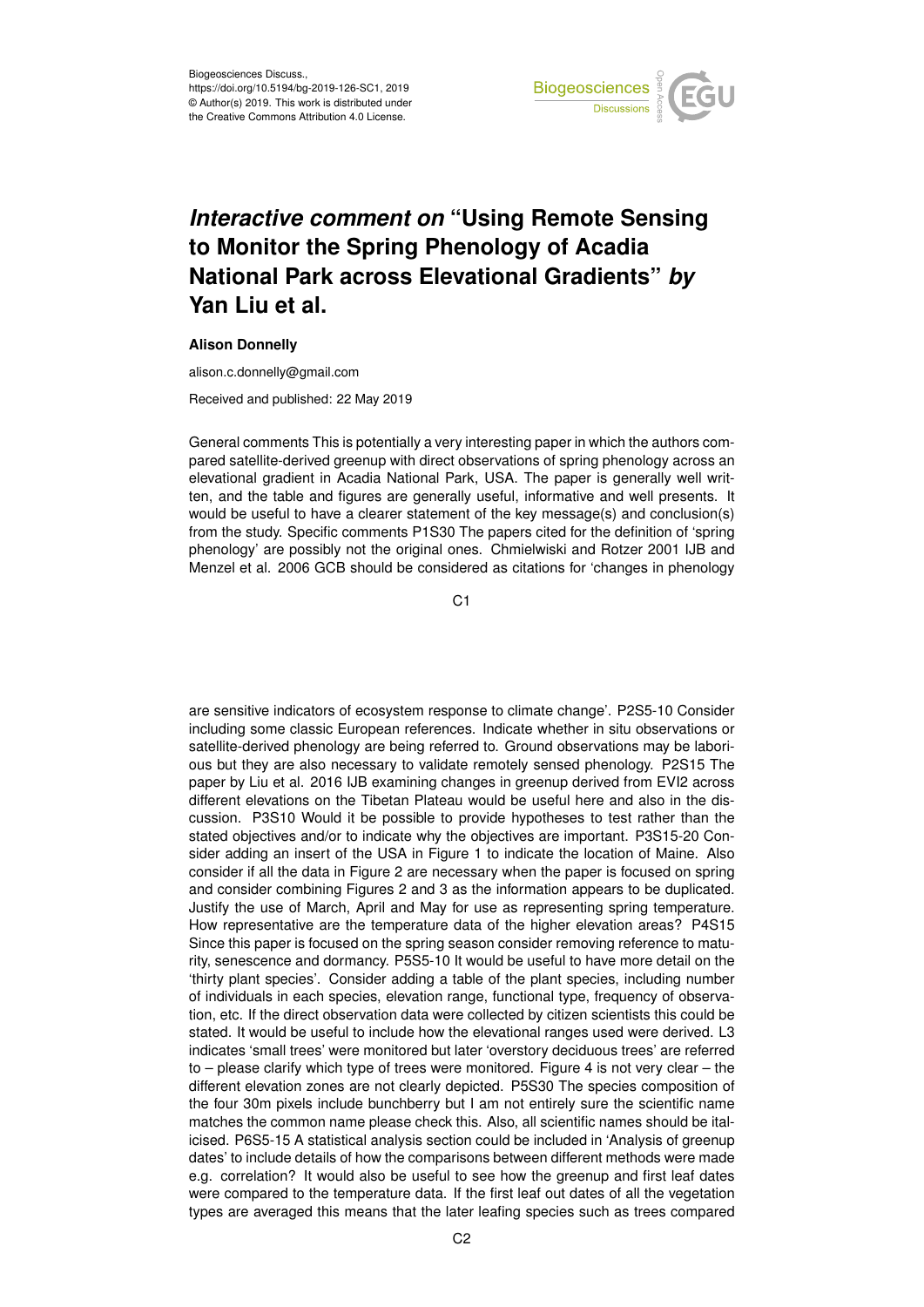Biogeosciences Discuss.,
https://doi.org/10.5194/bg-2019-126-SC1, 2019
© Author(s) 2019. This work is distributed under
the Creative Commons Attribution 4.0 License.

# *Interactive comment on* "Using Remote Sensing to Monitor the Spring Phenology of Acadia National Park across Elevational Gradients" *by* Yan Liu et al.

**Alison Donnelly**

alison.c.donnelly@gmail.com

Received and published: 22 May 2019

General comments This is potentially a very interesting paper in which the authors compared satellite-derived greenup with direct observations of spring phenology across an elevational gradient in Acadia National Park, USA. The paper is generally well written, and the table and figures are generally useful, informative and well presents. It would be useful to have a clearer statement of the key message(s) and conclusion(s) from the study. Specific comments P1S30 The papers cited for the definition of 'spring phenology' are possibly not the original ones. Chmielwiski and Rotzer 2001 IJB and Menzel et al. 2006 GCB should be considered as citations for 'changes in phenology are sensitive indicators of ecosystem response to climate change'. P2S5-10 Consider including some classic European references. Indicate whether in situ observations or satellite-derived phenology are being referred to. Ground observations may be laborious but they are also necessary to validate remotely sensed phenology. P2S15 The paper by Liu et al. 2016 IJB examining changes in greenup derived from EVI2 across different elevations on the Tibetan Plateau would be useful here and also in the discussion. P3S10 Would it be possible to provide hypotheses to test rather than the stated objectives and/or to indicate why the objectives are important. P3S15-20 Consider adding an insert of the USA in Figure 1 to indicate the location of Maine. Also consider if all the data in Figure 2 are necessary when the paper is focused on spring and consider combining Figures 2 and 3 as the information appears to be duplicated. Justify the use of March, April and May for use as representing spring temperature. How representative are the temperature data of the higher elevation areas? P4S15 Since this paper is focused on the spring season consider removing reference to maturity, senescence and dormancy. P5S5-10 It would be useful to have more detail on the 'thirty plant species'. Consider adding a table of the plant species, including number of individuals in each species, elevation range, functional type, frequency of observation, etc. If the direct observation data were collected by citizen scientists this could be stated. It would be useful to include how the elevational ranges used were derived. L3 indicates 'small trees' were monitored but later 'overstory deciduous trees' are referred to – please clarify which type of trees were monitored. Figure 4 is not very clear – the different elevation zones are not clearly depicted. P5S30 The species composition of the four 30m pixels include bunchberry but I am not entirely sure the scientific name matches the common name please check this. Also, all scientific names should be italicised. P6S5-15 A statistical analysis section could be included in 'Analysis of greenup dates' to include details of how the comparisons between different methods were made e.g. correlation? It would also be useful to see how the greenup and first leaf dates were compared to the temperature data. If the first leaf out dates of all the vegetation types are averaged this means that the later leafing species such as trees compared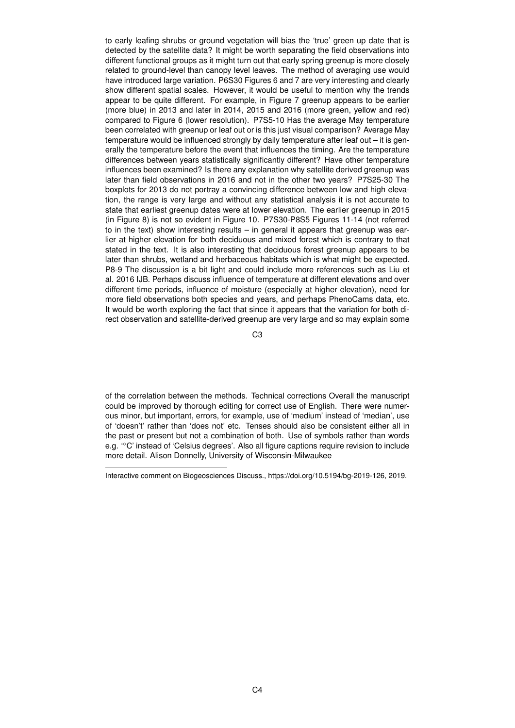to early leafing shrubs or ground vegetation will bias the 'true' green up date that is detected by the satellite data? It might be worth separating the field observations into different functional groups as it might turn out that early spring greenup is more closely related to ground-level than canopy level leaves. The method of averaging use would have introduced large variation. P6S30 Figures 6 and 7 are very interesting and clearly show different spatial scales. However, it would be useful to mention why the trends appear to be quite different. For example, in Figure 7 greenup appears to be earlier (more blue) in 2013 and later in 2014, 2015 and 2016 (more green, yellow and red) compared to Figure 6 (lower resolution). P7S5-10 Has the average May temperature been correlated with greenup or leaf out or is this just visual comparison? Average May temperature would be influenced strongly by daily temperature after leaf out – it is generally the temperature before the event that influences the timing. Are the temperature differences between years statistically significantly different? Have other temperature influences been examined? Is there any explanation why satellite derived greenup was later than field observations in 2016 and not in the other two years? P7S25-30 The boxplots for 2013 do not portray a convincing difference between low and high elevation, the range is very large and without any statistical analysis it is not accurate to state that earliest greenup dates were at lower elevation. The earlier greenup in 2015 (in Figure 8) is not so evident in Figure 10. P7S30-P8S5 Figures 11-14 (not referred to in the text) show interesting results – in general it appears that greenup was earlier at higher elevation for both deciduous and mixed forest which is contrary to that stated in the text. It is also interesting that deciduous forest greenup appears to be later than shrubs, wetland and herbaceous habitats which is what might be expected. P8-9 The discussion is a bit light and could include more references such as Liu et al. 2016 IJB. Perhaps discuss influence of temperature at different elevations and over different time periods, influence of moisture (especially at higher elevation), need for more field observations both species and years, and perhaps PhenoCams data, etc. It would be worth exploring the fact that since it appears that the variation for both direct observation and satellite-derived greenup are very large and so may explain some of the correlation between the methods. Technical corrections Overall the manuscript could be improved by thorough editing for correct use of English. There were numerous minor, but important, errors, for example, use of 'medium' instead of 'median', use of 'doesn't' rather than 'does not' etc. Tenses should also be consistent either all in the past or present but not a combination of both. Use of symbols rather than words e.g. '°C' instead of 'Celsius degrees'. Also all figure captions require revision to include more detail. Alison Donnelly, University of Wisconsin-Milwaukee

---

Interactive comment on Biogeosciences Discuss., https://doi.org/10.5194/bg-2019-126, 2019.